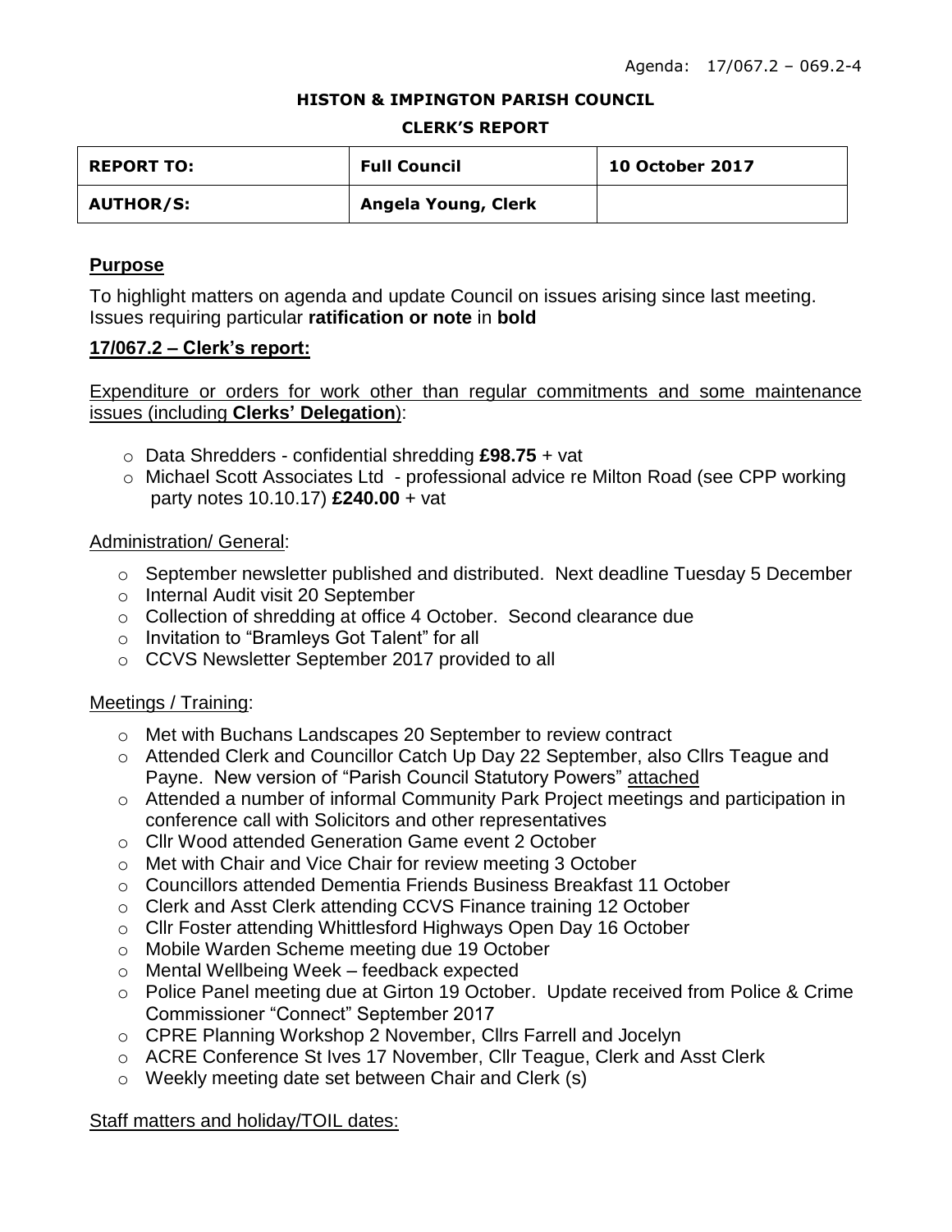Agenda: 17/067.2 – 069.2-4

**HISTON & IMPINGTON PARISH COUNCIL**

**CLERK'S REPORT**

| REPORT TO: | Full Council | 10 October 2017 |
|---|---|---|
| AUTHOR/S: | Angela Young, Clerk | |

## Purpose

To highlight matters on agenda and update Council on issues arising since last meeting. Issues requiring particular **ratification or note** in **bold**

## 17/067.2 – Clerk's report:

Expenditure or orders for work other than regular commitments and some maintenance issues (including **Clerks' Delegation**):

- Data Shredders - confidential shredding **£98.75** + vat
- Michael Scott Associates Ltd - professional advice re Milton Road (see CPP working party notes 10.10.17) **£240.00** + vat

Administration/ General:

- September newsletter published and distributed. Next deadline Tuesday 5 December
- Internal Audit visit 20 September
- Collection of shredding at office 4 October. Second clearance due
- Invitation to "Bramleys Got Talent" for all
- CCVS Newsletter September 2017 provided to all

Meetings / Training:

- Met with Buchans Landscapes 20 September to review contract
- Attended Clerk and Councillor Catch Up Day 22 September, also Cllrs Teague and Payne. New version of "Parish Council Statutory Powers" attached
- Attended a number of informal Community Park Project meetings and participation in conference call with Solicitors and other representatives
- Cllr Wood attended Generation Game event 2 October
- Met with Chair and Vice Chair for review meeting 3 October
- Councillors attended Dementia Friends Business Breakfast 11 October
- Clerk and Asst Clerk attending CCVS Finance training 12 October
- Cllr Foster attending Whittlesford Highways Open Day 16 October
- Mobile Warden Scheme meeting due 19 October
- Mental Wellbeing Week – feedback expected
- Police Panel meeting due at Girton 19 October. Update received from Police & Crime Commissioner "Connect" September 2017
- CPRE Planning Workshop 2 November, Cllrs Farrell and Jocelyn
- ACRE Conference St Ives 17 November, Cllr Teague, Clerk and Asst Clerk
- Weekly meeting date set between Chair and Clerk (s)

Staff matters and holiday/TOIL dates: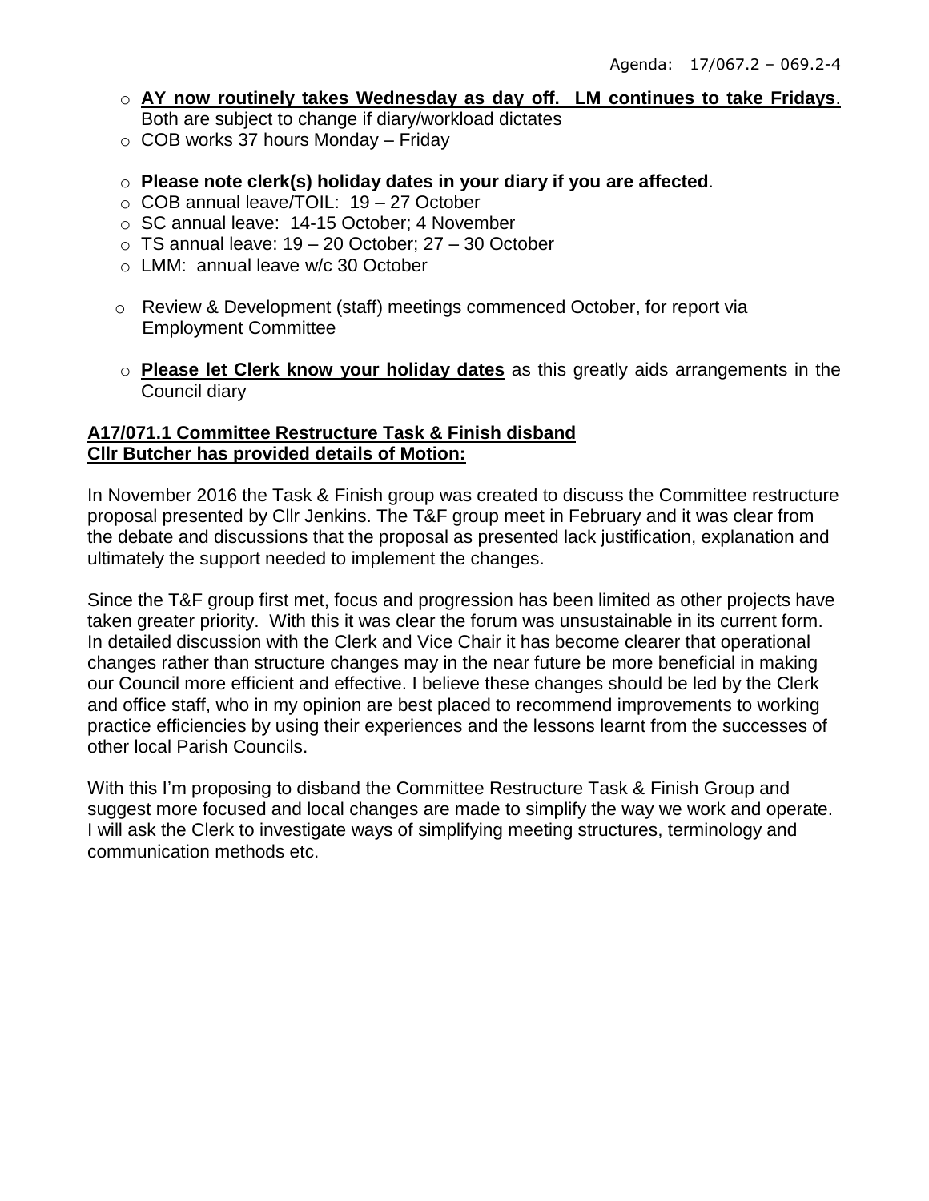- **<u>AY now routinely takes Wednesday as day off. LM continues to take Fridays</u>**. Both are subject to change if diary/workload dictates
- COB works 37 hours Monday – Friday

- **Please note clerk(s) holiday dates in your diary if you are affected**.
- COB annual leave/TOIL: 19 – 27 October
- SC annual leave: 14-15 October; 4 November
- TS annual leave: 19 – 20 October; 27 – 30 October
- LMM: annual leave w/c 30 October

- Review & Development (staff) meetings commenced October, for report via Employment Committee

- **<u>Please let Clerk know your holiday dates</u>** as this greatly aids arrangements in the Council diary

**<u>A17/071.1 Committee Restructure Task & Finish disband</u>**
**<u>Cllr Butcher has provided details of Motion:</u>**

In November 2016 the Task & Finish group was created to discuss the Committee restructure proposal presented by Cllr Jenkins. The T&F group meet in February and it was clear from the debate and discussions that the proposal as presented lack justification, explanation and ultimately the support needed to implement the changes.

Since the T&F group first met, focus and progression has been limited as other projects have taken greater priority. With this it was clear the forum was unsustainable in its current form. In detailed discussion with the Clerk and Vice Chair it has become clearer that operational changes rather than structure changes may in the near future be more beneficial in making our Council more efficient and effective. I believe these changes should be led by the Clerk and office staff, who in my opinion are best placed to recommend improvements to working practice efficiencies by using their experiences and the lessons learnt from the successes of other local Parish Councils.

With this I'm proposing to disband the Committee Restructure Task & Finish Group and suggest more focused and local changes are made to simplify the way we work and operate. I will ask the Clerk to investigate ways of simplifying meeting structures, terminology and communication methods etc.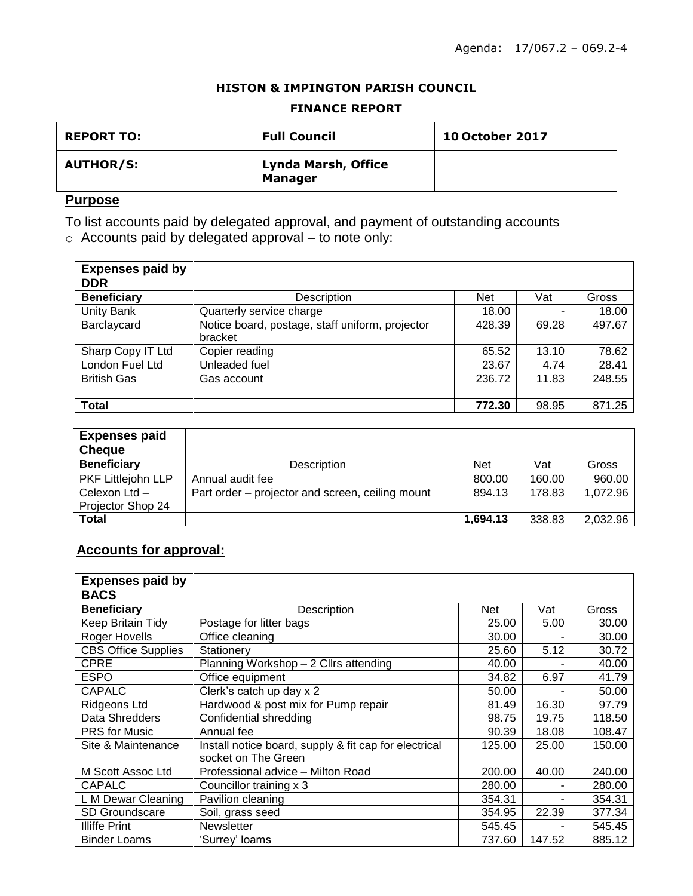Agenda: 17/067.2 – 069.2-4

**HISTON & IMPINGTON PARISH COUNCIL**

**FINANCE REPORT**

| **REPORT TO:** | **Full Council** | **10 October 2017** |
|---|---|---|
| **AUTHOR/S:** | **Lynda Marsh, Office Manager** | |

## Purpose

To list accounts paid by delegated approval, and payment of outstanding accounts

- Accounts paid by delegated approval – to note only:

| **Expenses paid by DDR** | | | | |
|---|---|---|---|---|
| **Beneficiary** | Description | Net | Vat | Gross |
| Unity Bank | Quarterly service charge | 18.00 | - | 18.00 |
| Barclaycard | Notice board, postage, staff uniform, projector bracket | 428.39 | 69.28 | 497.67 |
| Sharp Copy IT Ltd | Copier reading | 65.52 | 13.10 | 78.62 |
| London Fuel Ltd | Unleaded fuel | 23.67 | 4.74 | 28.41 |
| British Gas | Gas account | 236.72 | 11.83 | 248.55 |
| | | | | |
| **Total** | | **772.30** | 98.95 | 871.25 |

| **Expenses paid Cheque** | | | | |
|---|---|---|---|---|
| **Beneficiary** | Description | Net | Vat | Gross |
| PKF Littlejohn LLP | Annual audit fee | 800.00 | 160.00 | 960.00 |
| Celexon Ltd – Projector Shop 24 | Part order – projector and screen, ceiling mount | 894.13 | 178.83 | 1,072.96 |
| **Total** | | **1,694.13** | 338.83 | 2,032.96 |

## Accounts for approval:

| **Expenses paid by BACS** | | | | |
|---|---|---|---|---|
| **Beneficiary** | Description | Net | Vat | Gross |
| Keep Britain Tidy | Postage for litter bags | 25.00 | 5.00 | 30.00 |
| Roger Hovells | Office cleaning | 30.00 | - | 30.00 |
| CBS Office Supplies | Stationery | 25.60 | 5.12 | 30.72 |
| CPRE | Planning Workshop – 2 Cllrs attending | 40.00 | - | 40.00 |
| ESPO | Office equipment | 34.82 | 6.97 | 41.79 |
| CAPALC | Clerk's catch up day x 2 | 50.00 | - | 50.00 |
| Ridgeons Ltd | Hardwood & post mix for Pump repair | 81.49 | 16.30 | 97.79 |
| Data Shredders | Confidential shredding | 98.75 | 19.75 | 118.50 |
| PRS for Music | Annual fee | 90.39 | 18.08 | 108.47 |
| Site & Maintenance | Install notice board, supply & fit cap for electrical socket on The Green | 125.00 | 25.00 | 150.00 |
| M Scott Assoc Ltd | Professional advice – Milton Road | 200.00 | 40.00 | 240.00 |
| CAPALC | Councillor training x 3 | 280.00 | - | 280.00 |
| L M Dewar Cleaning | Pavilion cleaning | 354.31 | - | 354.31 |
| SD Groundscare | Soil, grass seed | 354.95 | 22.39 | 377.34 |
| Illiffe Print | Newsletter | 545.45 | - | 545.45 |
| Binder Loams | 'Surrey' loams | 737.60 | 147.52 | 885.12 |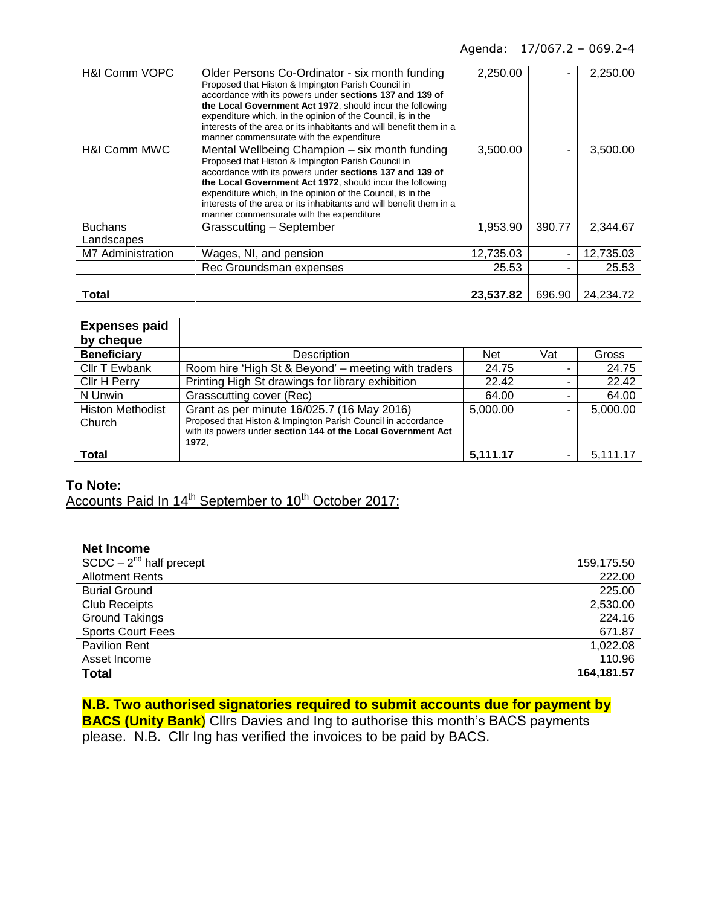Agenda: 17/067.2 – 069.2-4

| | | | | |
|---|---|---|---|---|
| H&I Comm VOPC | Older Persons Co-Ordinator - six month funding<br>Proposed that Histon & Impington Parish Council in accordance with its powers under **sections 137 and 139 of the Local Government Act 1972**, should incur the following expenditure which, in the opinion of the Council, is in the interests of the area or its inhabitants and will benefit them in a manner commensurate with the expenditure | 2,250.00 | - | 2,250.00 |
| H&I Comm MWC | Mental Wellbeing Champion – six month funding<br>Proposed that Histon & Impington Parish Council in accordance with its powers under **sections 137 and 139 of the Local Government Act 1972**, should incur the following expenditure which, in the opinion of the Council, is in the interests of the area or its inhabitants and will benefit them in a manner commensurate with the expenditure | 3,500.00 | - | 3,500.00 |
| Buchans Landscapes | Grasscutting – September | 1,953.90 | 390.77 | 2,344.67 |
| M7 Administration | Wages, NI, and pension | 12,735.03 | - | 12,735.03 |
| | Rec Groundsman expenses | 25.53 | - | 25.53 |
| | | | | |
| **Total** | | **23,537.82** | 696.90 | 24,234.72 |

| **Expenses paid by cheque** | | | | |
|---|---|---|---|---|
| **Beneficiary** | Description | Net | Vat | Gross |
| Cllr T Ewbank | Room hire 'High St & Beyond' – meeting with traders | 24.75 | - | 24.75 |
| Cllr H Perry | Printing High St drawings for library exhibition | 22.42 | - | 22.42 |
| N Unwin | Grasscutting cover (Rec) | 64.00 | - | 64.00 |
| Histon Methodist Church | Grant as per minute 16/025.7 (16 May 2016)<br>Proposed that Histon & Impington Parish Council in accordance with its powers under **section 144 of the Local Government Act 1972**, | 5,000.00 | - | 5,000.00 |
| **Total** | | **5,111.17** | - | 5,111.17 |

## To Note:

Accounts Paid In 14th September to 10th October 2017:

| **Net Income** | |
|---|---|
| SCDC – 2nd half precept | 159,175.50 |
| Allotment Rents | 222.00 |
| Burial Ground | 225.00 |
| Club Receipts | 2,530.00 |
| Ground Takings | 224.16 |
| Sports Court Fees | 671.87 |
| Pavilion Rent | 1,022.08 |
| Asset Income | 110.96 |
| **Total** | **164,181.57** |

**N.B. Two authorised signatories required to submit accounts due for payment by BACS (Unity Bank**) Cllrs Davies and Ing to authorise this month's BACS payments please. N.B. Cllr Ing has verified the invoices to be paid by BACS.